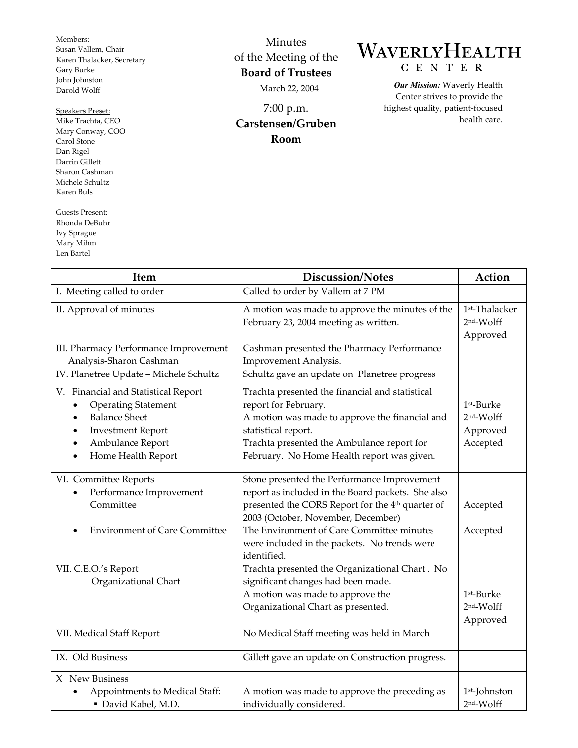Members:
Susan Vallem, Chair
Karen Thalacker, Secretary
Gary Burke
John Johnston
Darold Wolff

Speakers Preset:
Mike Trachta, CEO
Mary Conway, COO
Carol Stone
Dan Rigel
Darrin Gillett
Sharon Cashman
Michele Schultz
Karen Buls

Guests Present:
Rhonda DeBuhr
Ivy Sprague
Mary Mihm
Len Bartel

# Minutes of the Meeting of the **Board of Trustees**

March 22, 2004

7:00 p.m.
**Carstensen/Gruben Room**

# WAVERLY HEALTH CENTER

***Our Mission:*** Waverly Health Center strives to provide the highest quality, patient-focused health care.

| Item | Discussion/Notes | Action |
|---|---|---|
| I. Meeting called to order | Called to order by Vallem at 7 PM | |
| II. Approval of minutes | A motion was made to approve the minutes of the February 23, 2004 meeting as written. | 1st-Thalacker<br>2nd-Wolff<br>Approved |
| III. Pharmacy Performance Improvement Analysis-Sharon Cashman | Cashman presented the Pharmacy Performance Improvement Analysis. | |
| IV. Planetree Update – Michele Schultz | Schultz gave an update on Planetree progress | |
| V. Financial and Statistical Report<br>• Operating Statement<br>• Balance Sheet<br>• Investment Report<br>• Ambulance Report<br>• Home Health Report | Trachta presented the financial and statistical report for February.<br>A motion was made to approve the financial and statistical report.<br>Trachta presented the Ambulance report for February. No Home Health report was given. | 1st-Burke<br>2nd-Wolff<br>Approved<br>Accepted |
| VI. Committee Reports<br>• Performance Improvement Committee<br>• Environment of Care Committee | Stone presented the Performance Improvement report as included in the Board packets. She also presented the CORS Report for the 4th quarter of 2003 (October, November, December)<br>The Environment of Care Committee minutes were included in the packets. No trends were identified. | Accepted<br>Accepted |
| VII. C.E.O.'s Report<br>Organizational Chart | Trachta presented the Organizational Chart . No significant changes had been made.<br>A motion was made to approve the Organizational Chart as presented. | 1st-Burke<br>2nd-Wolff<br>Approved |
| VII. Medical Staff Report | No Medical Staff meeting was held in March | |
| IX. Old Business | Gillett gave an update on Construction progress. | |
| X New Business<br>• Appointments to Medical Staff:<br>▪ David Kabel, M.D. | A motion was made to approve the preceding as individually considered. | 1st-Johnston<br>2nd-Wolff |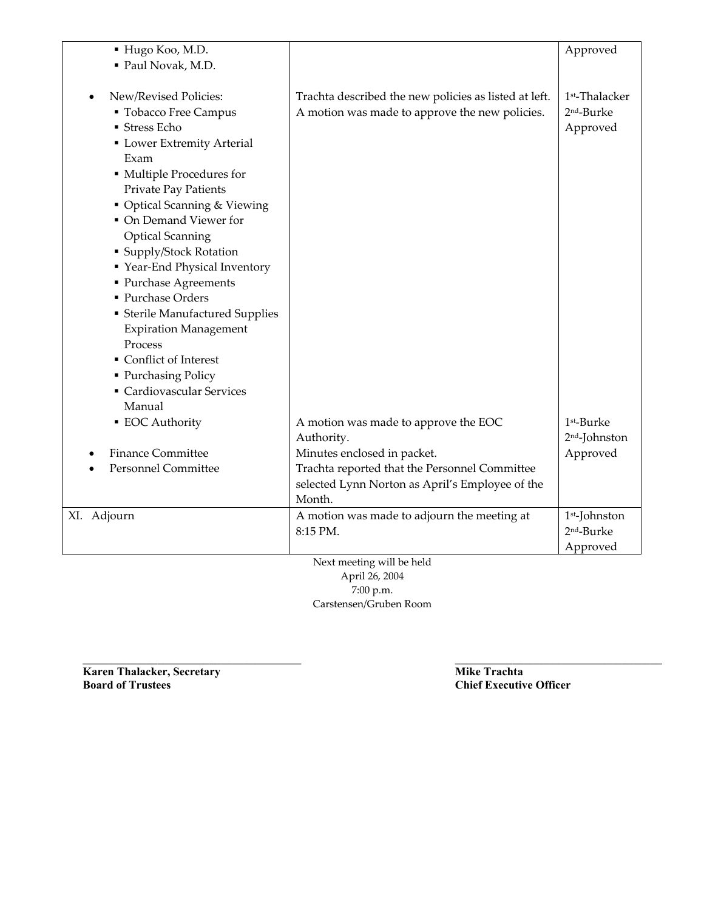| | | |
|---|---|---|
| ▪ Hugo Koo, M.D.<br>▪ Paul Novak, M.D. | | Approved |
| • New/Revised Policies:<br>▪ Tobacco Free Campus<br>▪ Stress Echo<br>▪ Lower Extremity Arterial Exam<br>▪ Multiple Procedures for Private Pay Patients<br>▪ Optical Scanning & Viewing<br>▪ On Demand Viewer for Optical Scanning<br>▪ Supply/Stock Rotation<br>▪ Year-End Physical Inventory<br>▪ Purchase Agreements<br>▪ Purchase Orders<br>▪ Sterile Manufactured Supplies Expiration Management Process<br>▪ Conflict of Interest<br>▪ Purchasing Policy<br>▪ Cardiovascular Services Manual | Trachta described the new policies as listed at left. A motion was made to approve the new policies. | 1st-Thalacker<br>2nd-Burke<br>Approved |
| ▪ EOC Authority | A motion was made to approve the EOC Authority. | 1st-Burke<br>2nd-Johnston<br>Approved |
| • Finance Committee | Minutes enclosed in packet. | |
| • Personnel Committee | Trachta reported that the Personnel Committee selected Lynn Norton as April's Employee of the Month. | |
| XI. Adjourn | A motion was made to adjourn the meeting at 8:15 PM. | 1st-Johnston<br>2nd-Burke<br>Approved |

Next meeting will be held
April 26, 2004
7:00 p.m.
Carstensen/Gruben Room

**Karen Thalacker, Secretary**
**Board of Trustees**

**Mike Trachta**
**Chief Executive Officer**